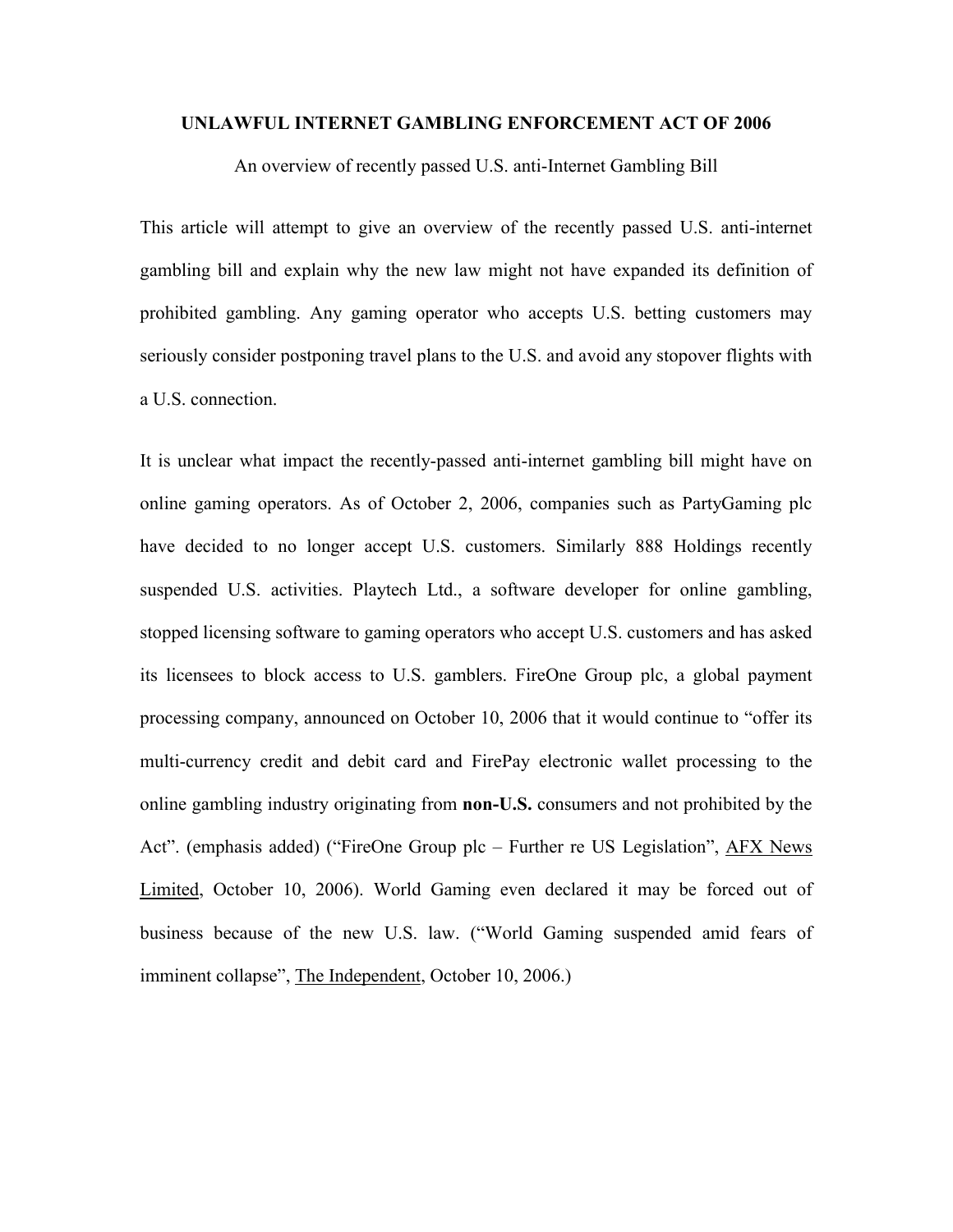# UNLAWFUL INTERNET GAMBLING ENFORCEMENT ACT OF 2006

An overview of recently passed U.S. anti-Internet Gambling Bill

This article will attempt to give an overview of the recently passed U.S. anti-internet gambling bill and explain why the new law might not have expanded its definition of prohibited gambling. Any gaming operator who accepts U.S. betting customers may seriously consider postponing travel plans to the U.S. and avoid any stopover flights with a U.S. connection.

It is unclear what impact the recently-passed anti-internet gambling bill might have on online gaming operators. As of October 2, 2006, companies such as PartyGaming plc have decided to no longer accept U.S. customers. Similarly 888 Holdings recently suspended U.S. activities. Playtech Ltd., a software developer for online gambling, stopped licensing software to gaming operators who accept U.S. customers and has asked its licensees to block access to U.S. gamblers. FireOne Group plc, a global payment processing company, announced on October 10, 2006 that it would continue to "offer its multi-currency credit and debit card and FirePay electronic wallet processing to the online gambling industry originating from **non-U.S.** consumers and not prohibited by the Act". (emphasis added) ("FireOne Group plc – Further re US Legislation", AFX News Limited, October 10, 2006). World Gaming even declared it may be forced out of business because of the new U.S. law. ("World Gaming suspended amid fears of imminent collapse", The Independent, October 10, 2006.)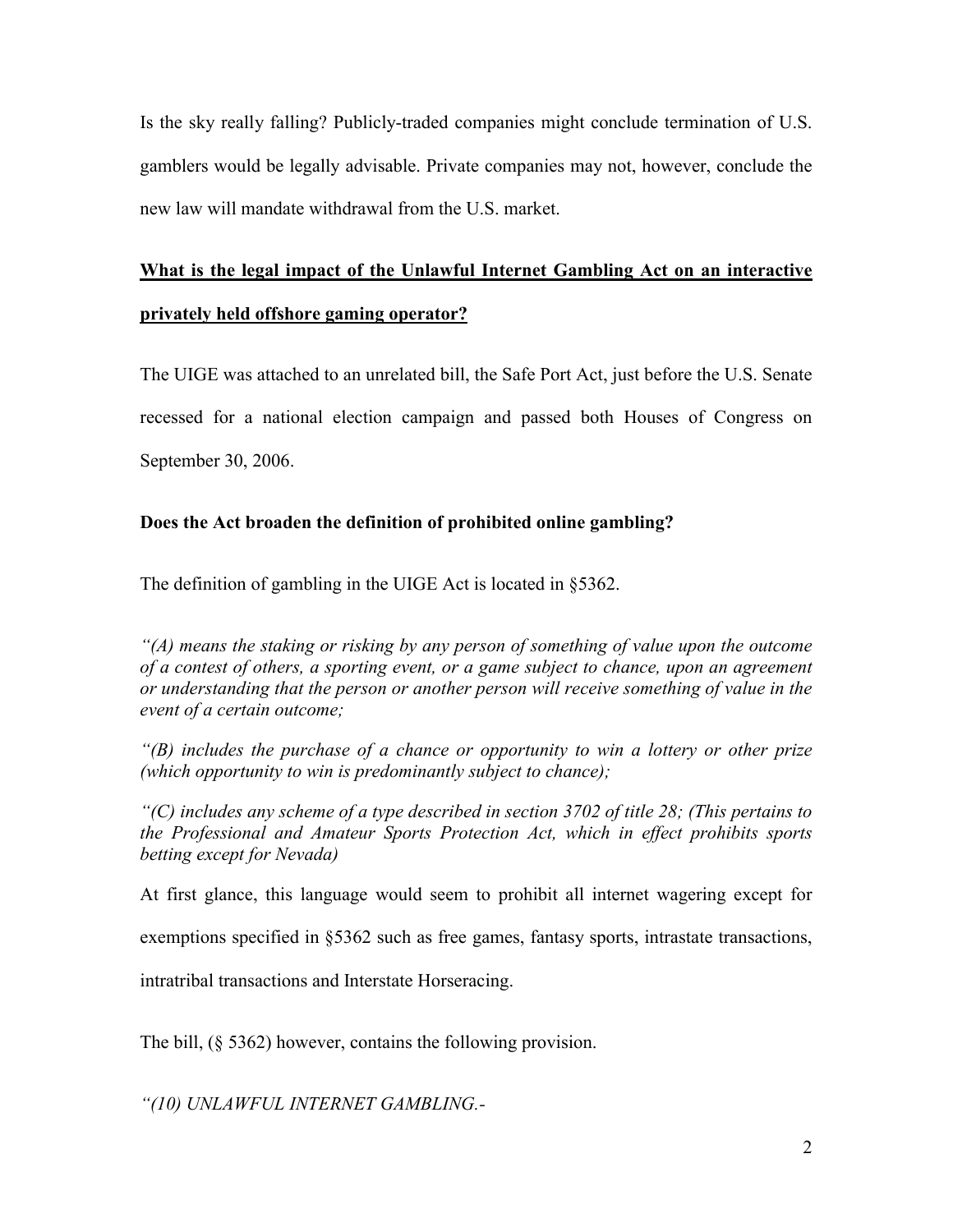Is the sky really falling? Publicly-traded companies might conclude termination of U.S. gamblers would be legally advisable. Private companies may not, however, conclude the new law will mandate withdrawal from the U.S. market.

**What is the legal impact of the Unlawful Internet Gambling Act on an interactive privately held offshore gaming operator?**

The UIGE was attached to an unrelated bill, the Safe Port Act, just before the U.S. Senate recessed for a national election campaign and passed both Houses of Congress on September 30, 2006.

**Does the Act broaden the definition of prohibited online gambling?**

The definition of gambling in the UIGE Act is located in §5362.

*"(A) means the staking or risking by any person of something of value upon the outcome of a contest of others, a sporting event, or a game subject to chance, upon an agreement or understanding that the person or another person will receive something of value in the event of a certain outcome;*

*"(B) includes the purchase of a chance or opportunity to win a lottery or other prize (which opportunity to win is predominantly subject to chance);*

*"(C) includes any scheme of a type described in section 3702 of title 28; (This pertains to the Professional and Amateur Sports Protection Act, which in effect prohibits sports betting except for Nevada)*

At first glance, this language would seem to prohibit all internet wagering except for exemptions specified in §5362 such as free games, fantasy sports, intrastate transactions, intratribal transactions and Interstate Horseracing.

The bill, (§ 5362) however, contains the following provision.

*"(10) UNLAWFUL INTERNET GAMBLING.-*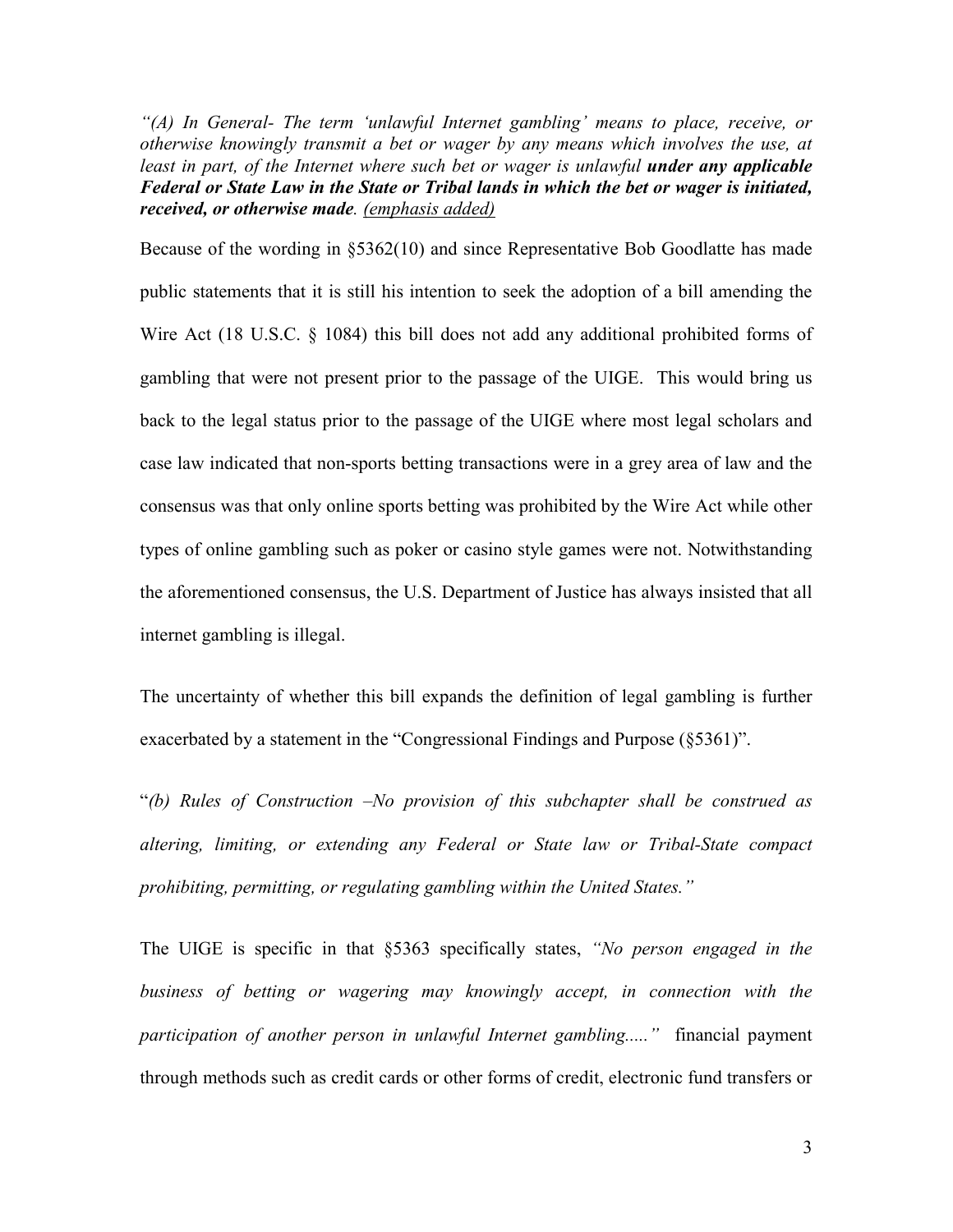*"(A) In General- The term 'unlawful Internet gambling' means to place, receive, or otherwise knowingly transmit a bet or wager by any means which involves the use, at least in part, of the Internet where such bet or wager is unlawful* ***under any applicable Federal or State Law in the State or Tribal lands in which the bet or wager is initiated, received, or otherwise made****. (emphasis added)*

Because of the wording in §5362(10) and since Representative Bob Goodlatte has made public statements that it is still his intention to seek the adoption of a bill amending the Wire Act (18 U.S.C. § 1084) this bill does not add any additional prohibited forms of gambling that were not present prior to the passage of the UIGE. This would bring us back to the legal status prior to the passage of the UIGE where most legal scholars and case law indicated that non-sports betting transactions were in a grey area of law and the consensus was that only online sports betting was prohibited by the Wire Act while other types of online gambling such as poker or casino style games were not. Notwithstanding the aforementioned consensus, the U.S. Department of Justice has always insisted that all internet gambling is illegal.

The uncertainty of whether this bill expands the definition of legal gambling is further exacerbated by a statement in the "Congressional Findings and Purpose (§5361)".

"*(b) Rules of Construction –No provision of this subchapter shall be construed as altering, limiting, or extending any Federal or State law or Tribal-State compact prohibiting, permitting, or regulating gambling within the United States."*

The UIGE is specific in that §5363 specifically states, *"No person engaged in the business of betting or wagering may knowingly accept, in connection with the participation of another person in unlawful Internet gambling....."* financial payment through methods such as credit cards or other forms of credit, electronic fund transfers or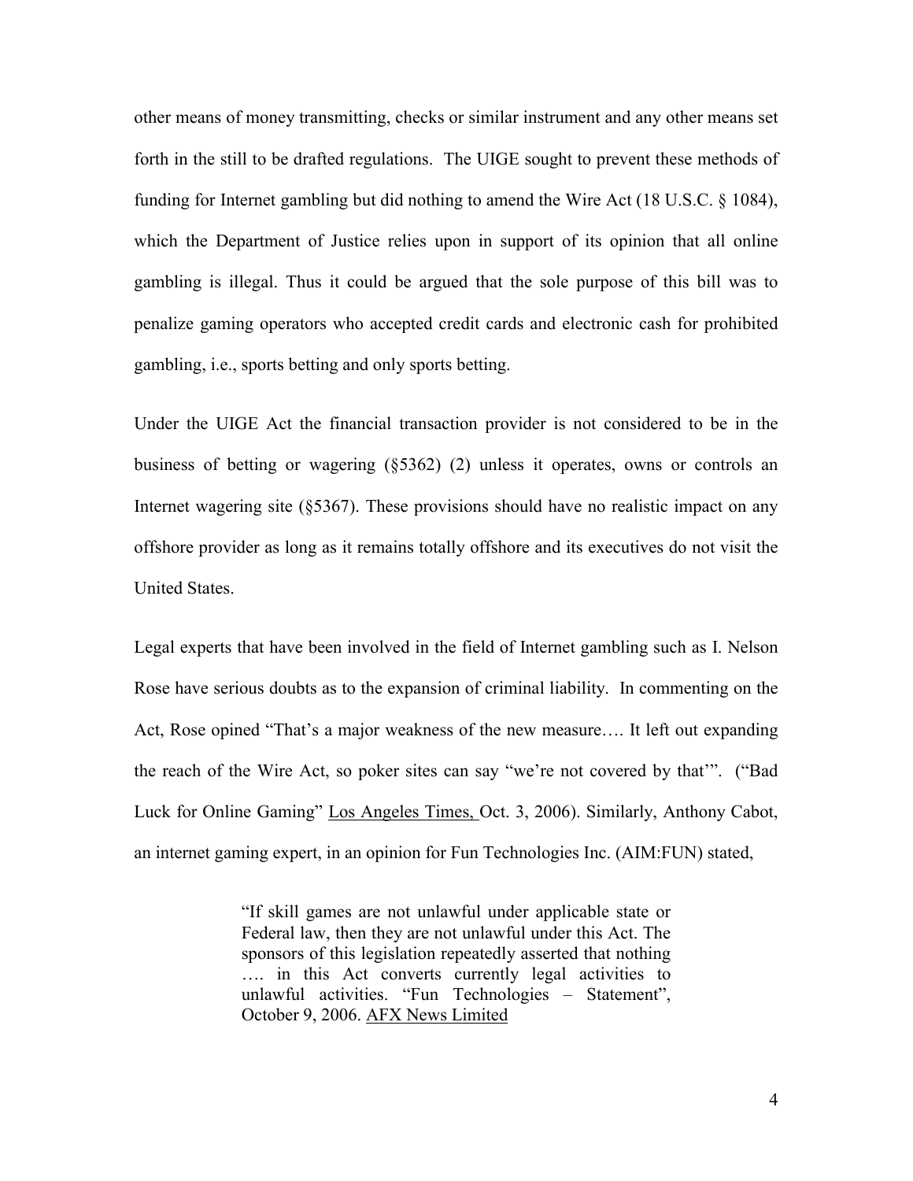other means of money transmitting, checks or similar instrument and any other means set forth in the still to be drafted regulations. The UIGE sought to prevent these methods of funding for Internet gambling but did nothing to amend the Wire Act (18 U.S.C. § 1084), which the Department of Justice relies upon in support of its opinion that all online gambling is illegal. Thus it could be argued that the sole purpose of this bill was to penalize gaming operators who accepted credit cards and electronic cash for prohibited gambling, i.e., sports betting and only sports betting.

Under the UIGE Act the financial transaction provider is not considered to be in the business of betting or wagering (§5362) (2) unless it operates, owns or controls an Internet wagering site (§5367). These provisions should have no realistic impact on any offshore provider as long as it remains totally offshore and its executives do not visit the United States.

Legal experts that have been involved in the field of Internet gambling such as I. Nelson Rose have serious doubts as to the expansion of criminal liability. In commenting on the Act, Rose opined "That's a major weakness of the new measure…. It left out expanding the reach of the Wire Act, so poker sites can say "we're not covered by that'". ("Bad Luck for Online Gaming" Los Angeles Times, Oct. 3, 2006). Similarly, Anthony Cabot, an internet gaming expert, in an opinion for Fun Technologies Inc. (AIM:FUN) stated,

> "If skill games are not unlawful under applicable state or Federal law, then they are not unlawful under this Act. The sponsors of this legislation repeatedly asserted that nothing …. in this Act converts currently legal activities to unlawful activities. "Fun Technologies – Statement", October 9, 2006. AFX News Limited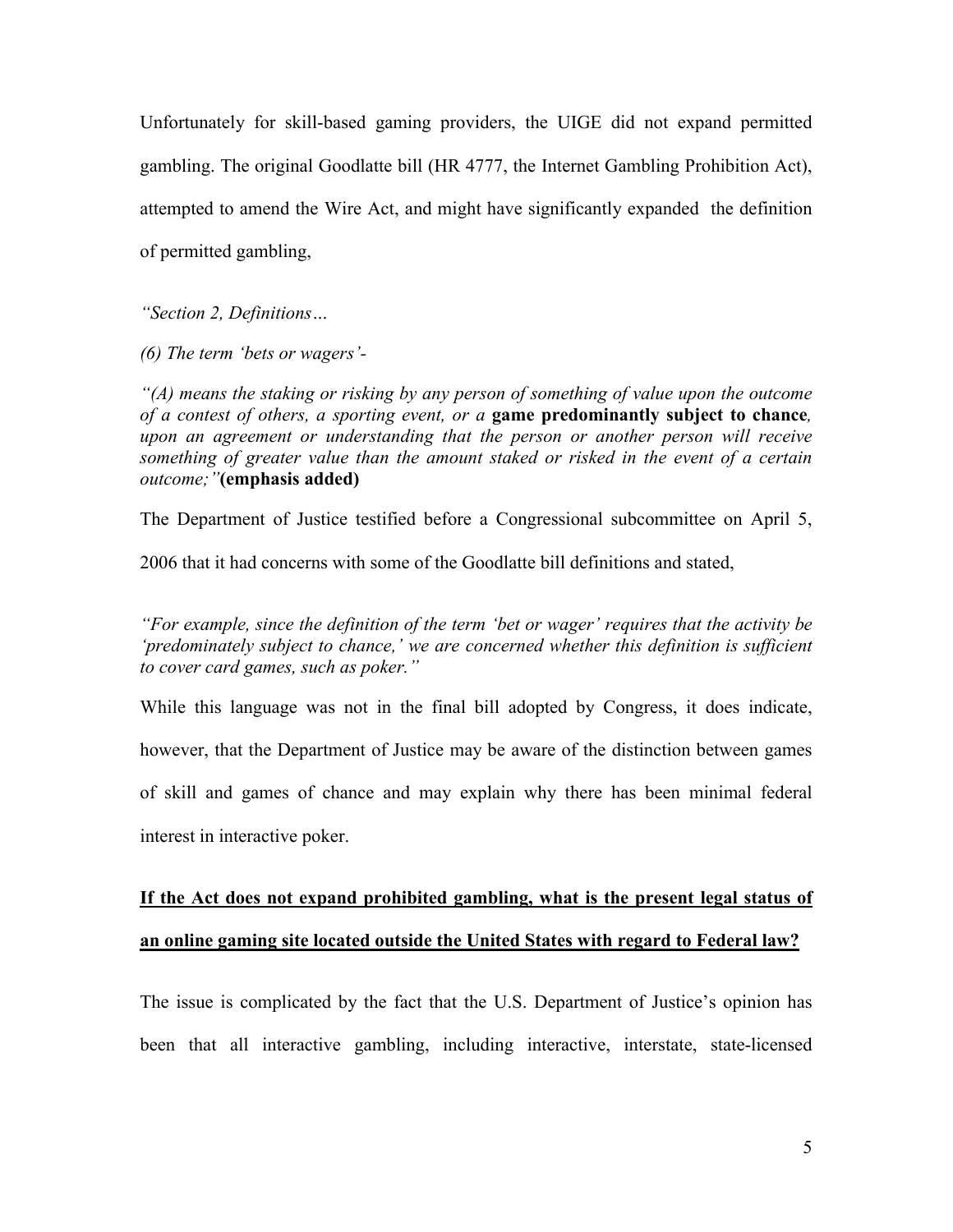Unfortunately for skill-based gaming providers, the UIGE did not expand permitted gambling. The original Goodlatte bill (HR 4777, the Internet Gambling Prohibition Act), attempted to amend the Wire Act, and might have significantly expanded the definition of permitted gambling,

*"Section 2, Definitions…*

*(6) The term 'bets or wagers'-*

*"(A) means the staking or risking by any person of something of value upon the outcome of a contest of others, a sporting event, or a* **game predominantly subject to chance***, upon an agreement or understanding that the person or another person will receive something of greater value than the amount staked or risked in the event of a certain outcome;"***(emphasis added)**

The Department of Justice testified before a Congressional subcommittee on April 5, 2006 that it had concerns with some of the Goodlatte bill definitions and stated,

*"For example, since the definition of the term 'bet or wager' requires that the activity be 'predominately subject to chance,' we are concerned whether this definition is sufficient to cover card games, such as poker."*

While this language was not in the final bill adopted by Congress, it does indicate, however, that the Department of Justice may be aware of the distinction between games of skill and games of chance and may explain why there has been minimal federal interest in interactive poker.

**<u>If the Act does not expand prohibited gambling, what is the present legal status of an online gaming site located outside the United States with regard to Federal law?</u>**

The issue is complicated by the fact that the U.S. Department of Justice's opinion has been that all interactive gambling, including interactive, interstate, state-licensed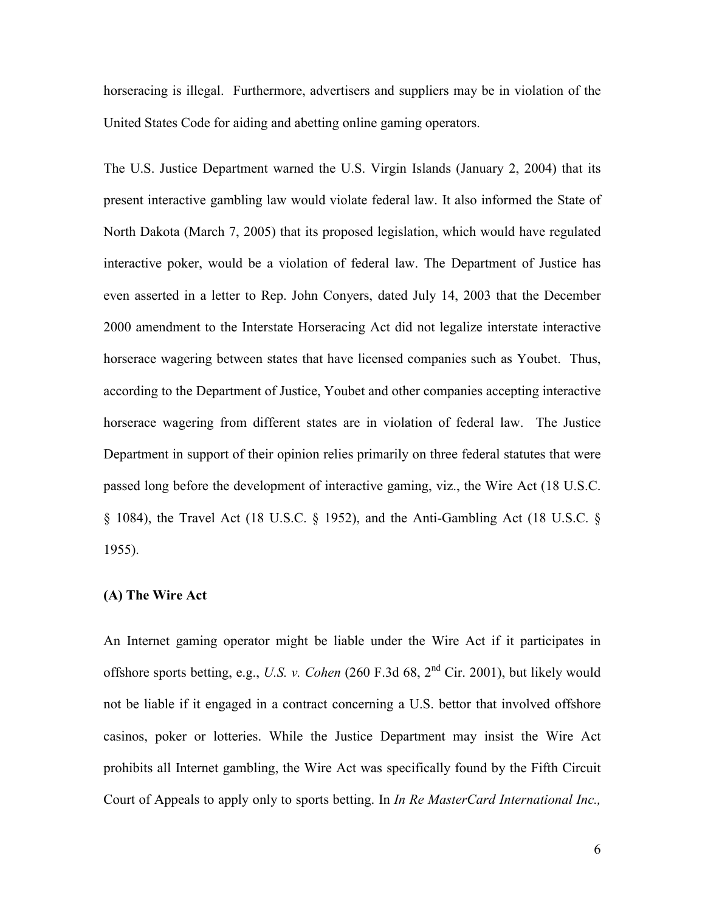horseracing is illegal. Furthermore, advertisers and suppliers may be in violation of the United States Code for aiding and abetting online gaming operators.

The U.S. Justice Department warned the U.S. Virgin Islands (January 2, 2004) that its present interactive gambling law would violate federal law. It also informed the State of North Dakota (March 7, 2005) that its proposed legislation, which would have regulated interactive poker, would be a violation of federal law. The Department of Justice has even asserted in a letter to Rep. John Conyers, dated July 14, 2003 that the December 2000 amendment to the Interstate Horseracing Act did not legalize interstate interactive horserace wagering between states that have licensed companies such as Youbet. Thus, according to the Department of Justice, Youbet and other companies accepting interactive horserace wagering from different states are in violation of federal law. The Justice Department in support of their opinion relies primarily on three federal statutes that were passed long before the development of interactive gaming, viz., the Wire Act (18 U.S.C. § 1084), the Travel Act (18 U.S.C. § 1952), and the Anti-Gambling Act (18 U.S.C. § 1955).

**(A) The Wire Act**

An Internet gaming operator might be liable under the Wire Act if it participates in offshore sports betting, e.g., *U.S. v. Cohen* (260 F.3d 68, 2nd Cir. 2001), but likely would not be liable if it engaged in a contract concerning a U.S. bettor that involved offshore casinos, poker or lotteries. While the Justice Department may insist the Wire Act prohibits all Internet gambling, the Wire Act was specifically found by the Fifth Circuit Court of Appeals to apply only to sports betting. In *In Re MasterCard International Inc.,*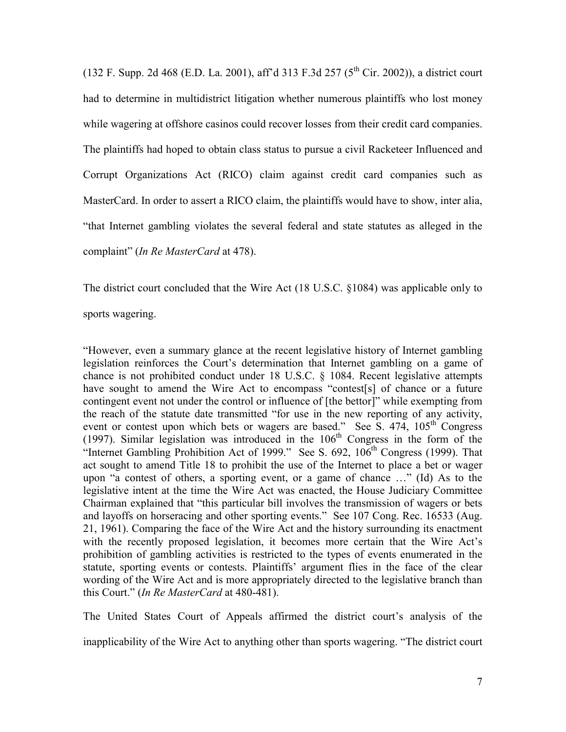(132 F. Supp. 2d 468 (E.D. La. 2001), aff'd 313 F.3d 257 (5th Cir. 2002)), a district court had to determine in multidistrict litigation whether numerous plaintiffs who lost money while wagering at offshore casinos could recover losses from their credit card companies. The plaintiffs had hoped to obtain class status to pursue a civil Racketeer Influenced and Corrupt Organizations Act (RICO) claim against credit card companies such as MasterCard. In order to assert a RICO claim, the plaintiffs would have to show, inter alia, "that Internet gambling violates the several federal and state statutes as alleged in the complaint" (*In Re MasterCard* at 478).

The district court concluded that the Wire Act (18 U.S.C. §1084) was applicable only to sports wagering.

> "However, even a summary glance at the recent legislative history of Internet gambling legislation reinforces the Court's determination that Internet gambling on a game of chance is not prohibited conduct under 18 U.S.C. § 1084. Recent legislative attempts have sought to amend the Wire Act to encompass "contest[s] of chance or a future contingent event not under the control or influence of [the bettor]" while exempting from the reach of the statute date transmitted "for use in the new reporting of any activity, event or contest upon which bets or wagers are based." See S. 474, 105th Congress (1997). Similar legislation was introduced in the 106th Congress in the form of the "Internet Gambling Prohibition Act of 1999." See S. 692, 106th Congress (1999). That act sought to amend Title 18 to prohibit the use of the Internet to place a bet or wager upon "a contest of others, a sporting event, or a game of chance …" (Id) As to the legislative intent at the time the Wire Act was enacted, the House Judiciary Committee Chairman explained that "this particular bill involves the transmission of wagers or bets and layoffs on horseracing and other sporting events." See 107 Cong. Rec. 16533 (Aug. 21, 1961). Comparing the face of the Wire Act and the history surrounding its enactment with the recently proposed legislation, it becomes more certain that the Wire Act's prohibition of gambling activities is restricted to the types of events enumerated in the statute, sporting events or contests. Plaintiffs' argument flies in the face of the clear wording of the Wire Act and is more appropriately directed to the legislative branch than this Court." (*In Re MasterCard* at 480-481).

The United States Court of Appeals affirmed the district court's analysis of the inapplicability of the Wire Act to anything other than sports wagering. "The district court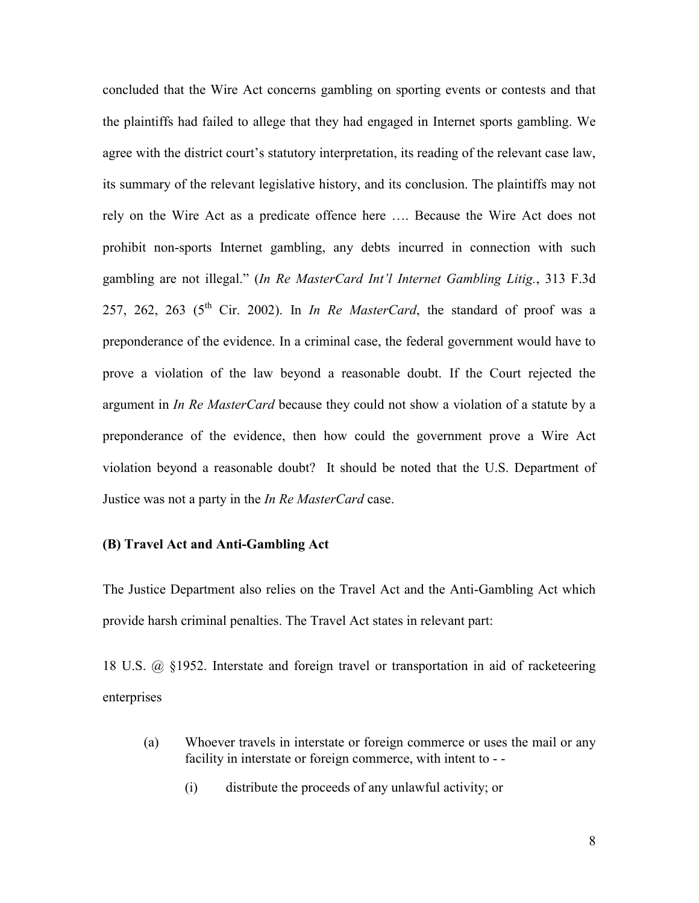concluded that the Wire Act concerns gambling on sporting events or contests and that the plaintiffs had failed to allege that they had engaged in Internet sports gambling. We agree with the district court's statutory interpretation, its reading of the relevant case law, its summary of the relevant legislative history, and its conclusion. The plaintiffs may not rely on the Wire Act as a predicate offence here …. Because the Wire Act does not prohibit non-sports Internet gambling, any debts incurred in connection with such gambling are not illegal." (*In Re MasterCard Int'l Internet Gambling Litig.*, 313 F.3d 257, 262, 263 (5th Cir. 2002). In *In Re MasterCard*, the standard of proof was a preponderance of the evidence. In a criminal case, the federal government would have to prove a violation of the law beyond a reasonable doubt. If the Court rejected the argument in *In Re MasterCard* because they could not show a violation of a statute by a preponderance of the evidence, then how could the government prove a Wire Act violation beyond a reasonable doubt? It should be noted that the U.S. Department of Justice was not a party in the *In Re MasterCard* case.

**(B) Travel Act and Anti-Gambling Act**

The Justice Department also relies on the Travel Act and the Anti-Gambling Act which provide harsh criminal penalties. The Travel Act states in relevant part:

18 U.S. @ §1952. Interstate and foreign travel or transportation in aid of racketeering enterprises

(a) Whoever travels in interstate or foreign commerce or uses the mail or any facility in interstate or foreign commerce, with intent to - -

 (i) distribute the proceeds of any unlawful activity; or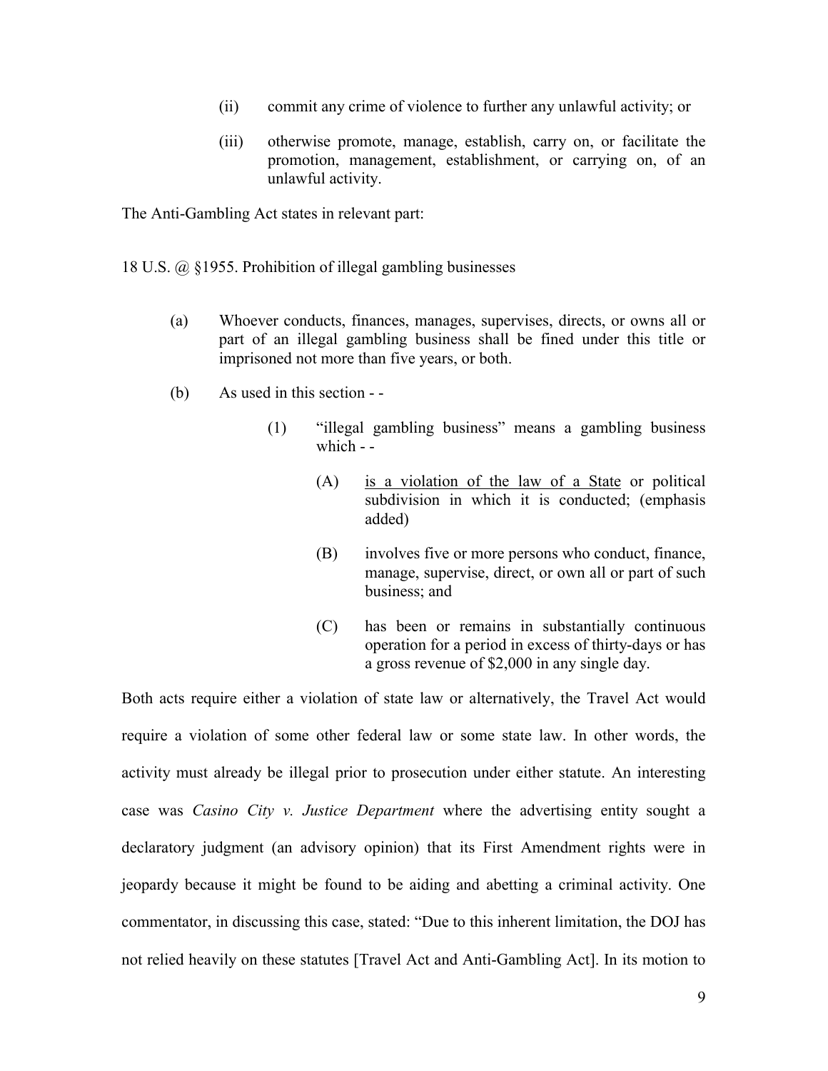(ii) commit any crime of violence to further any unlawful activity; or

(iii) otherwise promote, manage, establish, carry on, or facilitate the promotion, management, establishment, or carrying on, of an unlawful activity.

The Anti-Gambling Act states in relevant part:

18 U.S. @ §1955. Prohibition of illegal gambling businesses

(a) Whoever conducts, finances, manages, supervises, directs, or owns all or part of an illegal gambling business shall be fined under this title or imprisoned not more than five years, or both.

(b) As used in this section - -

> (1) "illegal gambling business" means a gambling business which - -
>
> > (A) <u>is a violation of the law of a State</u> or political subdivision in which it is conducted; (emphasis added)
> >
> > (B) involves five or more persons who conduct, finance, manage, supervise, direct, or own all or part of such business; and
> >
> > (C) has been or remains in substantially continuous operation for a period in excess of thirty-days or has a gross revenue of $2,000 in any single day.

Both acts require either a violation of state law or alternatively, the Travel Act would require a violation of some other federal law or some state law. In other words, the activity must already be illegal prior to prosecution under either statute. An interesting case was *Casino City v. Justice Department* where the advertising entity sought a declaratory judgment (an advisory opinion) that its First Amendment rights were in jeopardy because it might be found to be aiding and abetting a criminal activity. One commentator, in discussing this case, stated: "Due to this inherent limitation, the DOJ has not relied heavily on these statutes [Travel Act and Anti-Gambling Act]. In its motion to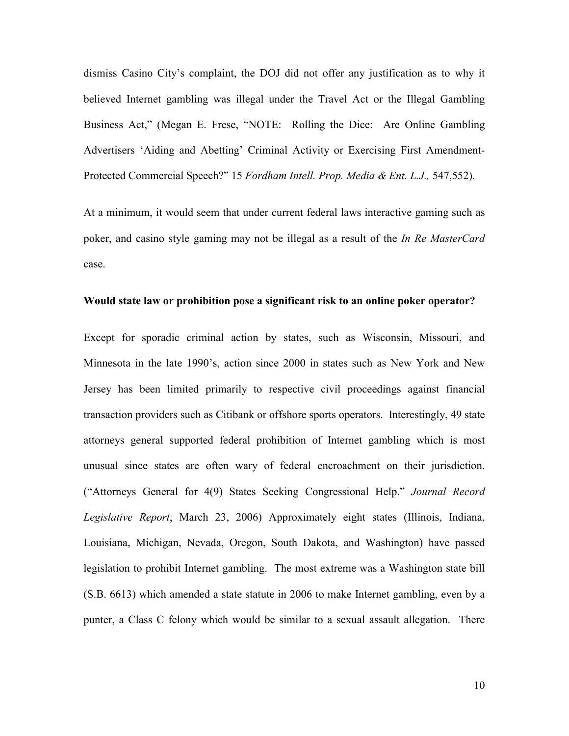dismiss Casino City's complaint, the DOJ did not offer any justification as to why it believed Internet gambling was illegal under the Travel Act or the Illegal Gambling Business Act," (Megan E. Frese, "NOTE: Rolling the Dice: Are Online Gambling Advertisers 'Aiding and Abetting' Criminal Activity or Exercising First Amendment-Protected Commercial Speech?" 15 *Fordham Intell. Prop. Media & Ent. L.J.,* 547,552).

At a minimum, it would seem that under current federal laws interactive gaming such as poker, and casino style gaming may not be illegal as a result of the *In Re MasterCard* case.

**Would state law or prohibition pose a significant risk to an online poker operator?**

Except for sporadic criminal action by states, such as Wisconsin, Missouri, and Minnesota in the late 1990's, action since 2000 in states such as New York and New Jersey has been limited primarily to respective civil proceedings against financial transaction providers such as Citibank or offshore sports operators. Interestingly, 49 state attorneys general supported federal prohibition of Internet gambling which is most unusual since states are often wary of federal encroachment on their jurisdiction. ("Attorneys General for 4(9) States Seeking Congressional Help." *Journal Record Legislative Report*, March 23, 2006) Approximately eight states (Illinois, Indiana, Louisiana, Michigan, Nevada, Oregon, South Dakota, and Washington) have passed legislation to prohibit Internet gambling. The most extreme was a Washington state bill (S.B. 6613) which amended a state statute in 2006 to make Internet gambling, even by a punter, a Class C felony which would be similar to a sexual assault allegation. There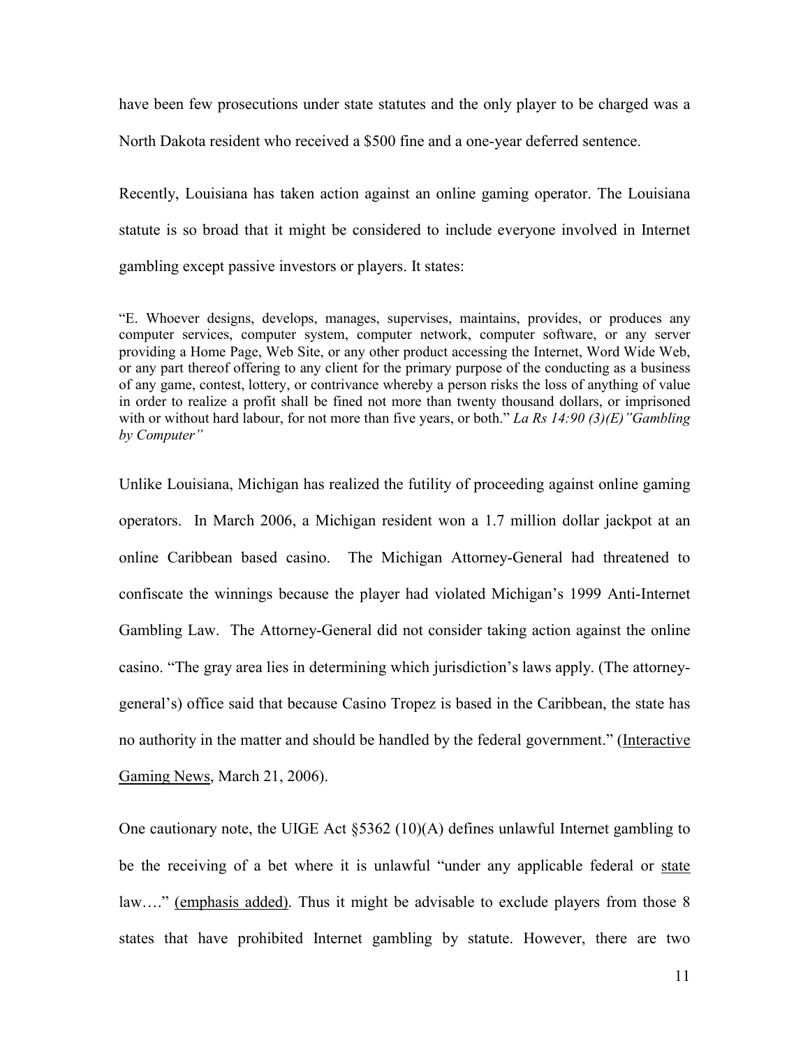have been few prosecutions under state statutes and the only player to be charged was a North Dakota resident who received a $500 fine and a one-year deferred sentence.

Recently, Louisiana has taken action against an online gaming operator. The Louisiana statute is so broad that it might be considered to include everyone involved in Internet gambling except passive investors or players. It states:

> "E. Whoever designs, develops, manages, supervises, maintains, provides, or produces any computer services, computer system, computer network, computer software, or any server providing a Home Page, Web Site, or any other product accessing the Internet, Word Wide Web, or any part thereof offering to any client for the primary purpose of the conducting as a business of any game, contest, lottery, or contrivance whereby a person risks the loss of anything of value in order to realize a profit shall be fined not more than twenty thousand dollars, or imprisoned with or without hard labour, for not more than five years, or both." ***La Rs 14:90 (3)(E)"Gambling by Computer"***

Unlike Louisiana, Michigan has realized the futility of proceeding against online gaming operators. In March 2006, a Michigan resident won a 1.7 million dollar jackpot at an online Caribbean based casino. The Michigan Attorney-General had threatened to confiscate the winnings because the player had violated Michigan's 1999 Anti-Internet Gambling Law. The Attorney-General did not consider taking action against the online casino. "The gray area lies in determining which jurisdiction's laws apply. (The attorney-general's) office said that because Casino Tropez is based in the Caribbean, the state has no authority in the matter and should be handled by the federal government." (<u>Interactive Gaming News</u>, March 21, 2006).

One cautionary note, the UIGE Act §5362 (10)(A) defines unlawful Internet gambling to be the receiving of a bet where it is unlawful "under any applicable federal or <u>state</u> law…." <u>(emphasis added)</u>. Thus it might be advisable to exclude players from those 8 states that have prohibited Internet gambling by statute. However, there are two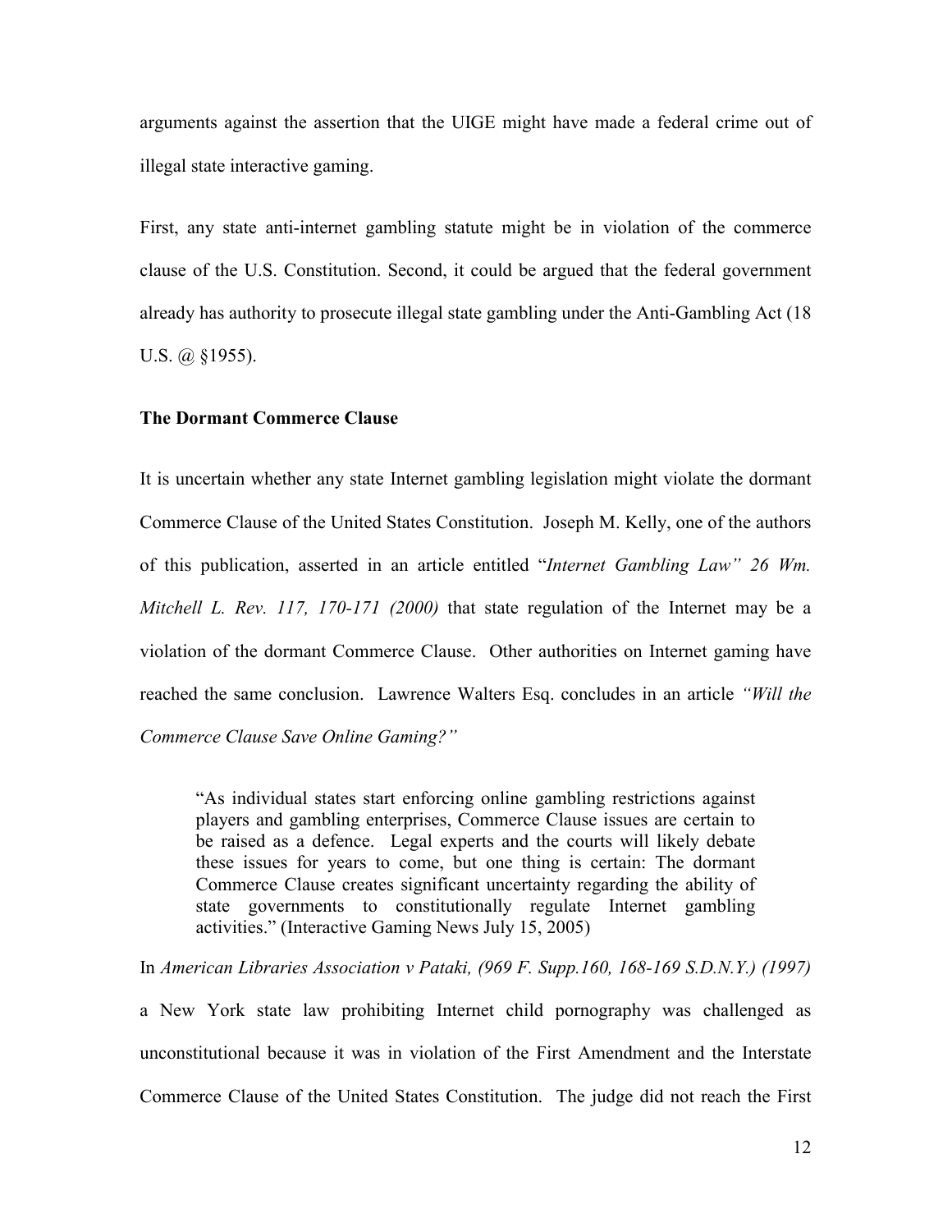arguments against the assertion that the UIGE might have made a federal crime out of illegal state interactive gaming.

First, any state anti-internet gambling statute might be in violation of the commerce clause of the U.S. Constitution. Second, it could be argued that the federal government already has authority to prosecute illegal state gambling under the Anti-Gambling Act (18 U.S. @ §1955).

### The Dormant Commerce Clause

It is uncertain whether any state Internet gambling legislation might violate the dormant Commerce Clause of the United States Constitution. Joseph M. Kelly, one of the authors of this publication, asserted in an article entitled "*Internet Gambling Law" 26 Wm. Mitchell L. Rev. 117, 170-171 (2000)* that state regulation of the Internet may be a violation of the dormant Commerce Clause. Other authorities on Internet gaming have reached the same conclusion. Lawrence Walters Esq. concludes in an article *"Will the Commerce Clause Save Online Gaming?"*

> "As individual states start enforcing online gambling restrictions against players and gambling enterprises, Commerce Clause issues are certain to be raised as a defence. Legal experts and the courts will likely debate these issues for years to come, but one thing is certain: The dormant Commerce Clause creates significant uncertainty regarding the ability of state governments to constitutionally regulate Internet gambling activities." (Interactive Gaming News July 15, 2005)

In *American Libraries Association v Pataki, (969 F. Supp.160, 168-169 S.D.N.Y.) (1997)* a New York state law prohibiting Internet child pornography was challenged as unconstitutional because it was in violation of the First Amendment and the Interstate Commerce Clause of the United States Constitution. The judge did not reach the First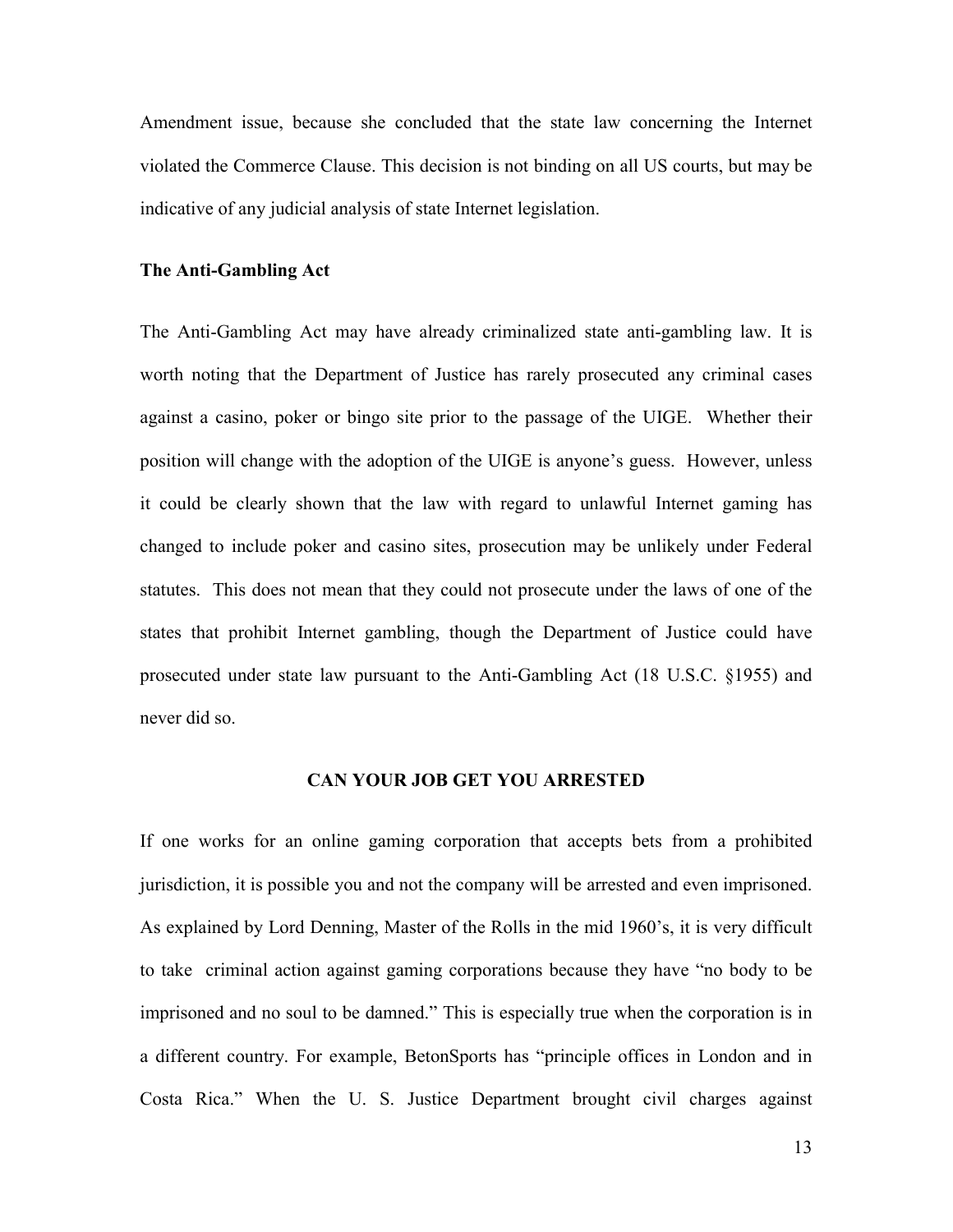Amendment issue, because she concluded that the state law concerning the Internet violated the Commerce Clause. This decision is not binding on all US courts, but may be indicative of any judicial analysis of state Internet legislation.

**The Anti-Gambling Act**

The Anti-Gambling Act may have already criminalized state anti-gambling law. It is worth noting that the Department of Justice has rarely prosecuted any criminal cases against a casino, poker or bingo site prior to the passage of the UIGE. Whether their position will change with the adoption of the UIGE is anyone's guess. However, unless it could be clearly shown that the law with regard to unlawful Internet gaming has changed to include poker and casino sites, prosecution may be unlikely under Federal statutes. This does not mean that they could not prosecute under the laws of one of the states that prohibit Internet gambling, though the Department of Justice could have prosecuted under state law pursuant to the Anti-Gambling Act (18 U.S.C. §1955) and never did so.

## CAN YOUR JOB GET YOU ARRESTED

If one works for an online gaming corporation that accepts bets from a prohibited jurisdiction, it is possible you and not the company will be arrested and even imprisoned. As explained by Lord Denning, Master of the Rolls in the mid 1960's, it is very difficult to take criminal action against gaming corporations because they have "no body to be imprisoned and no soul to be damned." This is especially true when the corporation is in a different country. For example, BetonSports has "principle offices in London and in Costa Rica." When the U. S. Justice Department brought civil charges against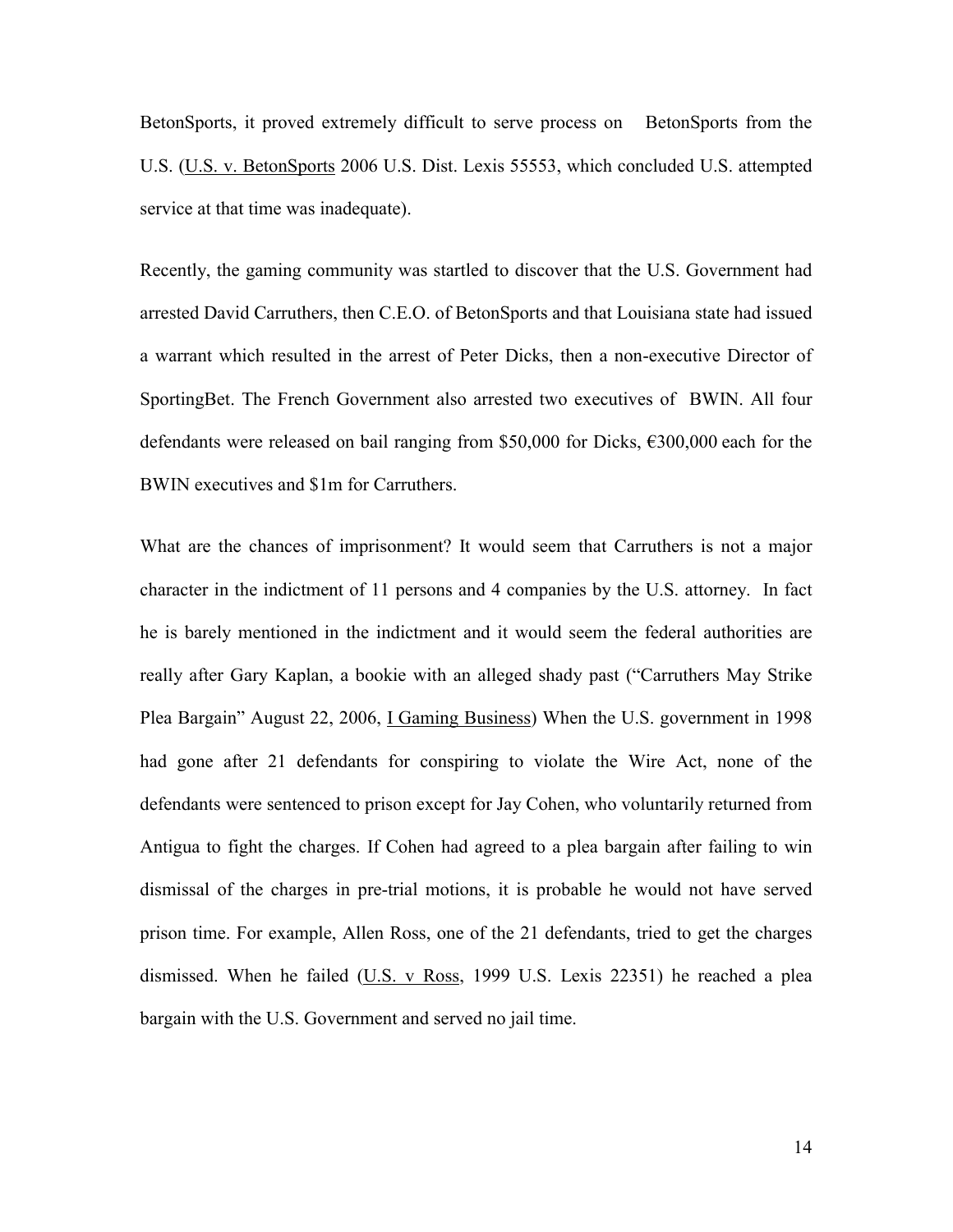BetonSports, it proved extremely difficult to serve process on BetonSports from the U.S. (U.S. v. BetonSports 2006 U.S. Dist. Lexis 55553, which concluded U.S. attempted service at that time was inadequate).

Recently, the gaming community was startled to discover that the U.S. Government had arrested David Carruthers, then C.E.O. of BetonSports and that Louisiana state had issued a warrant which resulted in the arrest of Peter Dicks, then a non-executive Director of SportingBet. The French Government also arrested two executives of BWIN. All four defendants were released on bail ranging from $50,000 for Dicks, €300,000 each for the BWIN executives and $1m for Carruthers.

What are the chances of imprisonment? It would seem that Carruthers is not a major character in the indictment of 11 persons and 4 companies by the U.S. attorney. In fact he is barely mentioned in the indictment and it would seem the federal authorities are really after Gary Kaplan, a bookie with an alleged shady past ("Carruthers May Strike Plea Bargain" August 22, 2006, I Gaming Business) When the U.S. government in 1998 had gone after 21 defendants for conspiring to violate the Wire Act, none of the defendants were sentenced to prison except for Jay Cohen, who voluntarily returned from Antigua to fight the charges. If Cohen had agreed to a plea bargain after failing to win dismissal of the charges in pre-trial motions, it is probable he would not have served prison time. For example, Allen Ross, one of the 21 defendants, tried to get the charges dismissed. When he failed (U.S. v Ross, 1999 U.S. Lexis 22351) he reached a plea bargain with the U.S. Government and served no jail time.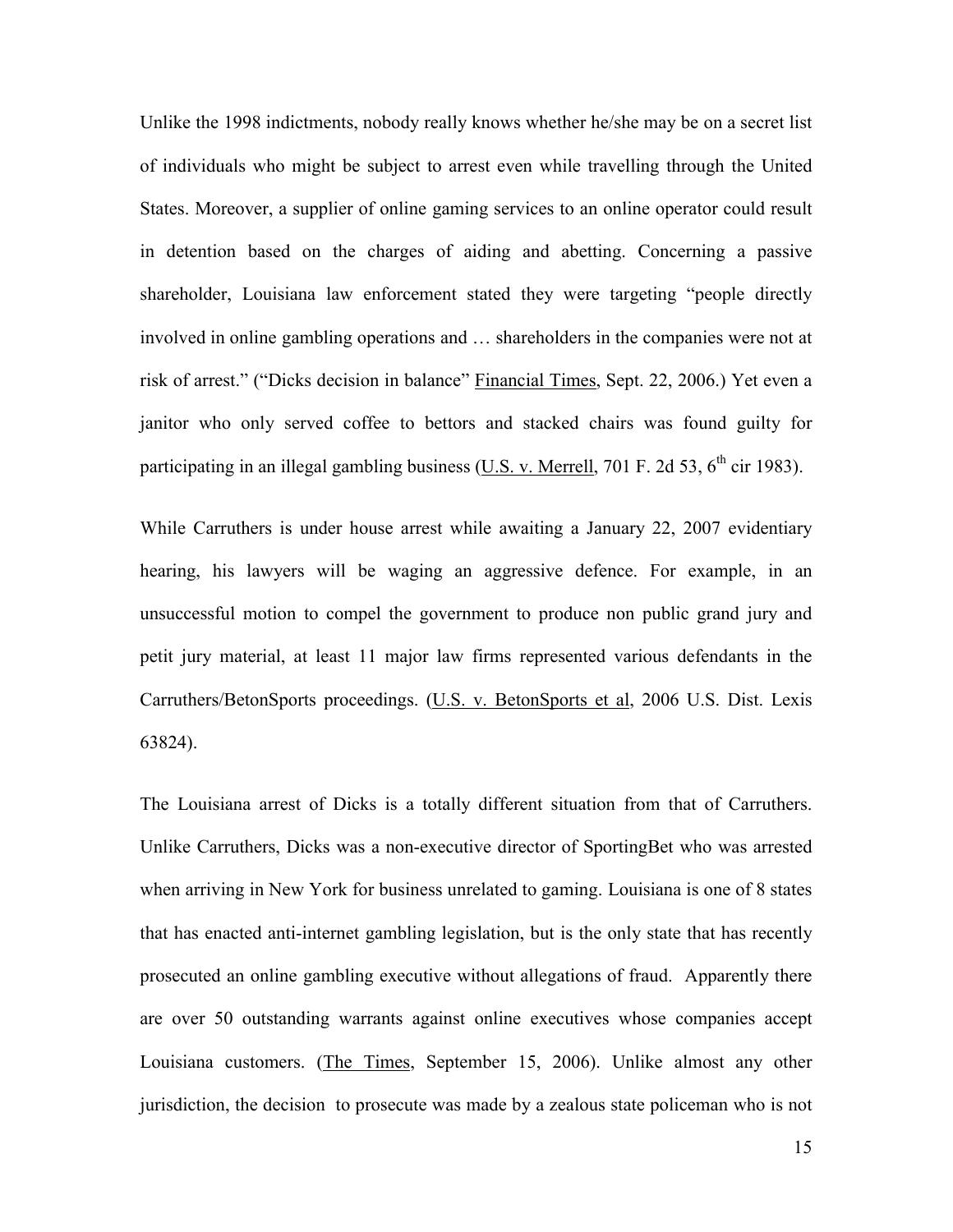Unlike the 1998 indictments, nobody really knows whether he/she may be on a secret list of individuals who might be subject to arrest even while travelling through the United States. Moreover, a supplier of online gaming services to an online operator could result in detention based on the charges of aiding and abetting. Concerning a passive shareholder, Louisiana law enforcement stated they were targeting "people directly involved in online gambling operations and … shareholders in the companies were not at risk of arrest." ("Dicks decision in balance" Financial Times, Sept. 22, 2006.) Yet even a janitor who only served coffee to bettors and stacked chairs was found guilty for participating in an illegal gambling business (U.S. v. Merrell, 701 F. 2d 53, 6th cir 1983).

While Carruthers is under house arrest while awaiting a January 22, 2007 evidentiary hearing, his lawyers will be waging an aggressive defence. For example, in an unsuccessful motion to compel the government to produce non public grand jury and petit jury material, at least 11 major law firms represented various defendants in the Carruthers/BetonSports proceedings. (U.S. v. BetonSports et al, 2006 U.S. Dist. Lexis 63824).

The Louisiana arrest of Dicks is a totally different situation from that of Carruthers. Unlike Carruthers, Dicks was a non-executive director of SportingBet who was arrested when arriving in New York for business unrelated to gaming. Louisiana is one of 8 states that has enacted anti-internet gambling legislation, but is the only state that has recently prosecuted an online gambling executive without allegations of fraud. Apparently there are over 50 outstanding warrants against online executives whose companies accept Louisiana customers. (The Times, September 15, 2006). Unlike almost any other jurisdiction, the decision to prosecute was made by a zealous state policeman who is not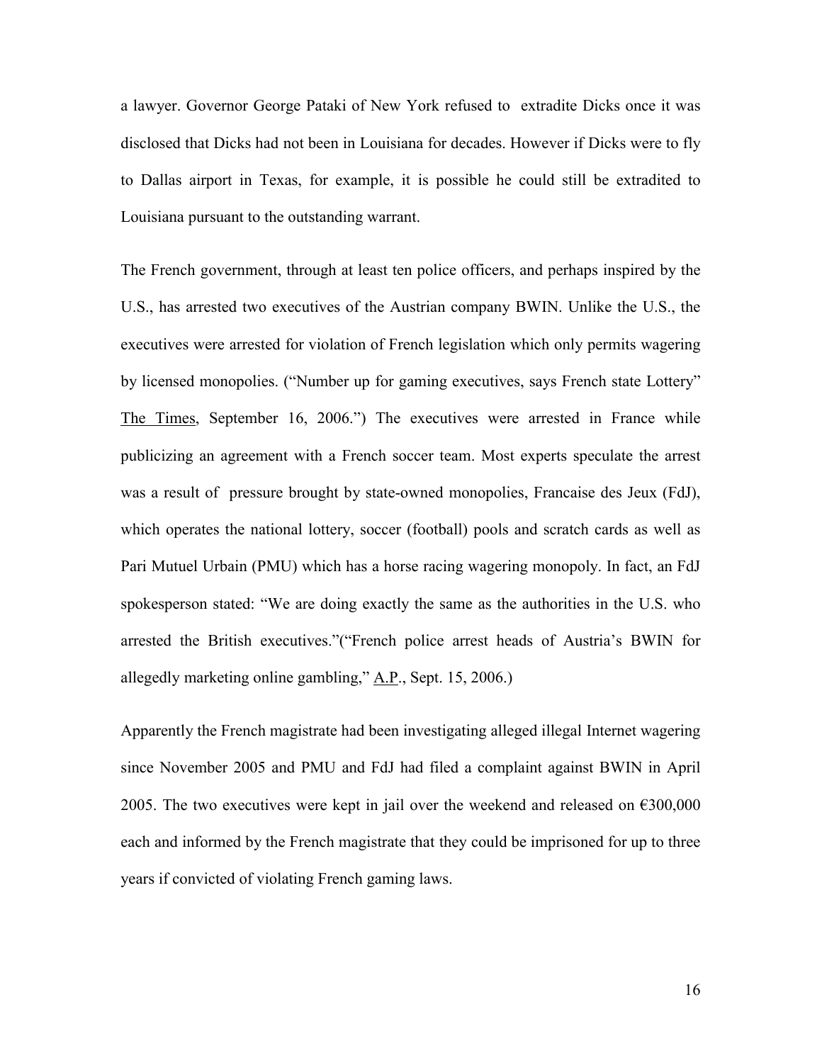a lawyer. Governor George Pataki of New York refused to extradite Dicks once it was disclosed that Dicks had not been in Louisiana for decades. However if Dicks were to fly to Dallas airport in Texas, for example, it is possible he could still be extradited to Louisiana pursuant to the outstanding warrant.

The French government, through at least ten police officers, and perhaps inspired by the U.S., has arrested two executives of the Austrian company BWIN. Unlike the U.S., the executives were arrested for violation of French legislation which only permits wagering by licensed monopolies. ("Number up for gaming executives, says French state Lottery" The Times, September 16, 2006.") The executives were arrested in France while publicizing an agreement with a French soccer team. Most experts speculate the arrest was a result of pressure brought by state-owned monopolies, Francaise des Jeux (FdJ), which operates the national lottery, soccer (football) pools and scratch cards as well as Pari Mutuel Urbain (PMU) which has a horse racing wagering monopoly. In fact, an FdJ spokesperson stated: "We are doing exactly the same as the authorities in the U.S. who arrested the British executives."("French police arrest heads of Austria's BWIN for allegedly marketing online gambling," A.P., Sept. 15, 2006.)

Apparently the French magistrate had been investigating alleged illegal Internet wagering since November 2005 and PMU and FdJ had filed a complaint against BWIN in April 2005. The two executives were kept in jail over the weekend and released on €300,000 each and informed by the French magistrate that they could be imprisoned for up to three years if convicted of violating French gaming laws.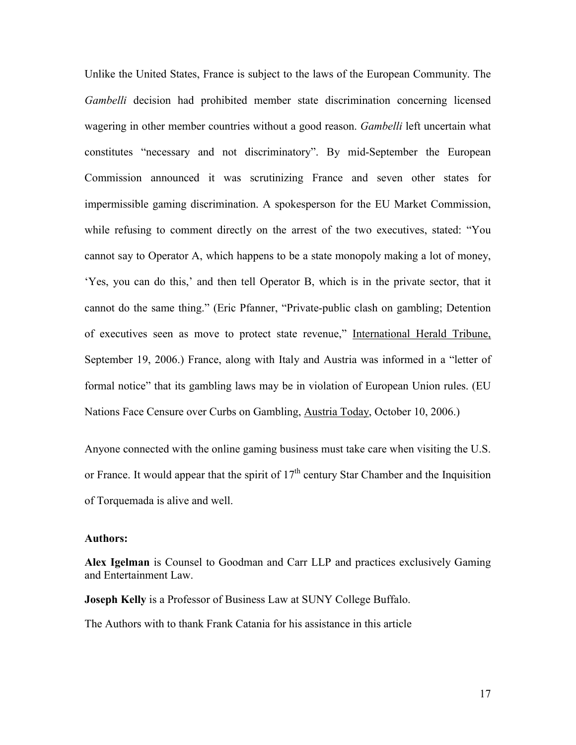Unlike the United States, France is subject to the laws of the European Community. The *Gambelli* decision had prohibited member state discrimination concerning licensed wagering in other member countries without a good reason. *Gambelli* left uncertain what constitutes "necessary and not discriminatory". By mid-September the European Commission announced it was scrutinizing France and seven other states for impermissible gaming discrimination. A spokesperson for the EU Market Commission, while refusing to comment directly on the arrest of the two executives, stated: "You cannot say to Operator A, which happens to be a state monopoly making a lot of money, 'Yes, you can do this,' and then tell Operator B, which is in the private sector, that it cannot do the same thing." (Eric Pfanner, "Private-public clash on gambling; Detention of executives seen as move to protect state revenue," International Herald Tribune, September 19, 2006.) France, along with Italy and Austria was informed in a "letter of formal notice" that its gambling laws may be in violation of European Union rules. (EU Nations Face Censure over Curbs on Gambling, Austria Today, October 10, 2006.)

Anyone connected with the online gaming business must take care when visiting the U.S. or France. It would appear that the spirit of 17th century Star Chamber and the Inquisition of Torquemada is alive and well.

**Authors:**

**Alex Igelman** is Counsel to Goodman and Carr LLP and practices exclusively Gaming and Entertainment Law.

**Joseph Kelly** is a Professor of Business Law at SUNY College Buffalo.

The Authors with to thank Frank Catania for his assistance in this article